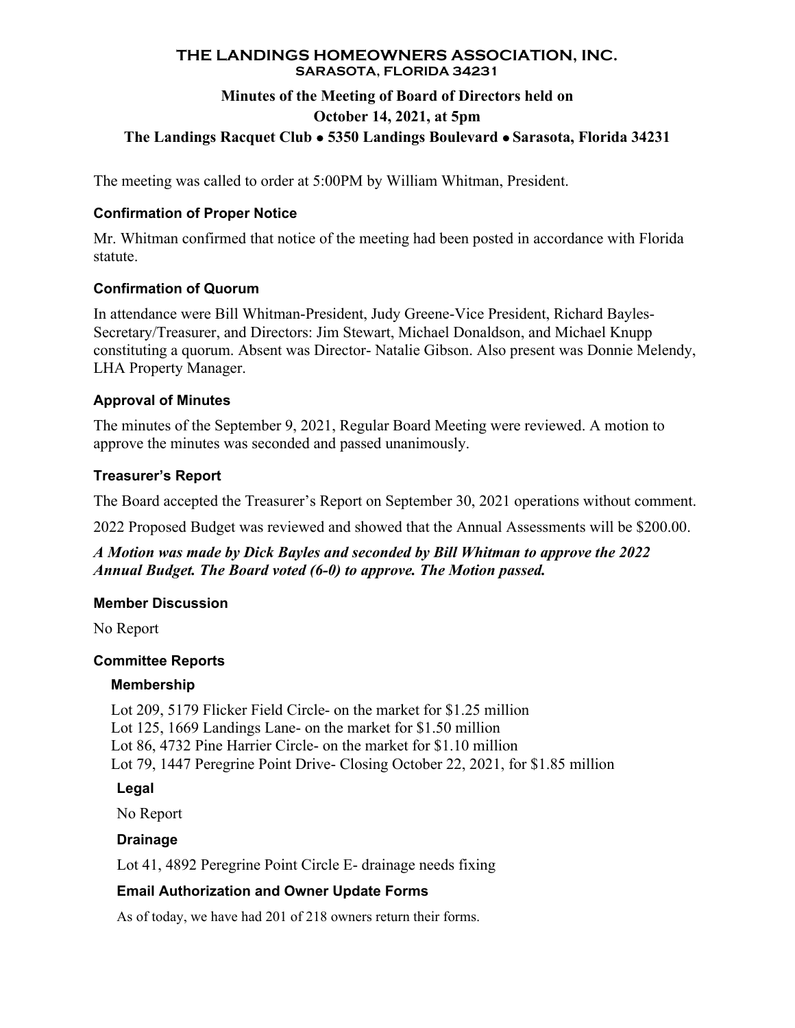# THE LANDINGS HOMEOWNERS ASSOCIATION, INC.
## SARASOTA, FLORIDA 34231

### Minutes of the Meeting of Board of Directors held on
### October 14, 2021, at 5pm
### The Landings Racquet Club • 5350 Landings Boulevard • Sarasota, Florida 34231

The meeting was called to order at 5:00PM by William Whitman, President.

#### Confirmation of Proper Notice

Mr. Whitman confirmed that notice of the meeting had been posted in accordance with Florida statute.

#### Confirmation of Quorum

In attendance were Bill Whitman-President, Judy Greene-Vice President, Richard Bayles-Secretary/Treasurer, and Directors: Jim Stewart, Michael Donaldson, and Michael Knupp constituting a quorum. Absent was Director- Natalie Gibson. Also present was Donnie Melendy, LHA Property Manager.

#### Approval of Minutes

The minutes of the September 9, 2021, Regular Board Meeting were reviewed. A motion to approve the minutes was seconded and passed unanimously.

#### Treasurer's Report

The Board accepted the Treasurer's Report on September 30, 2021 operations without comment.

2022 Proposed Budget was reviewed and showed that the Annual Assessments will be $200.00.

***A Motion was made by Dick Bayles and seconded by Bill Whitman to approve the 2022 Annual Budget. The Board voted (6-0) to approve. The Motion passed.***

#### Member Discussion

No Report

#### Committee Reports

##### Membership

Lot 209, 5179 Flicker Field Circle- on the market for $1.25 million
Lot 125, 1669 Landings Lane- on the market for $1.50 million
Lot 86, 4732 Pine Harrier Circle- on the market for $1.10 million
Lot 79, 1447 Peregrine Point Drive- Closing October 22, 2021, for $1.85 million

##### Legal

No Report

##### Drainage

Lot 41, 4892 Peregrine Point Circle E- drainage needs fixing

##### Email Authorization and Owner Update Forms

As of today, we have had 201 of 218 owners return their forms.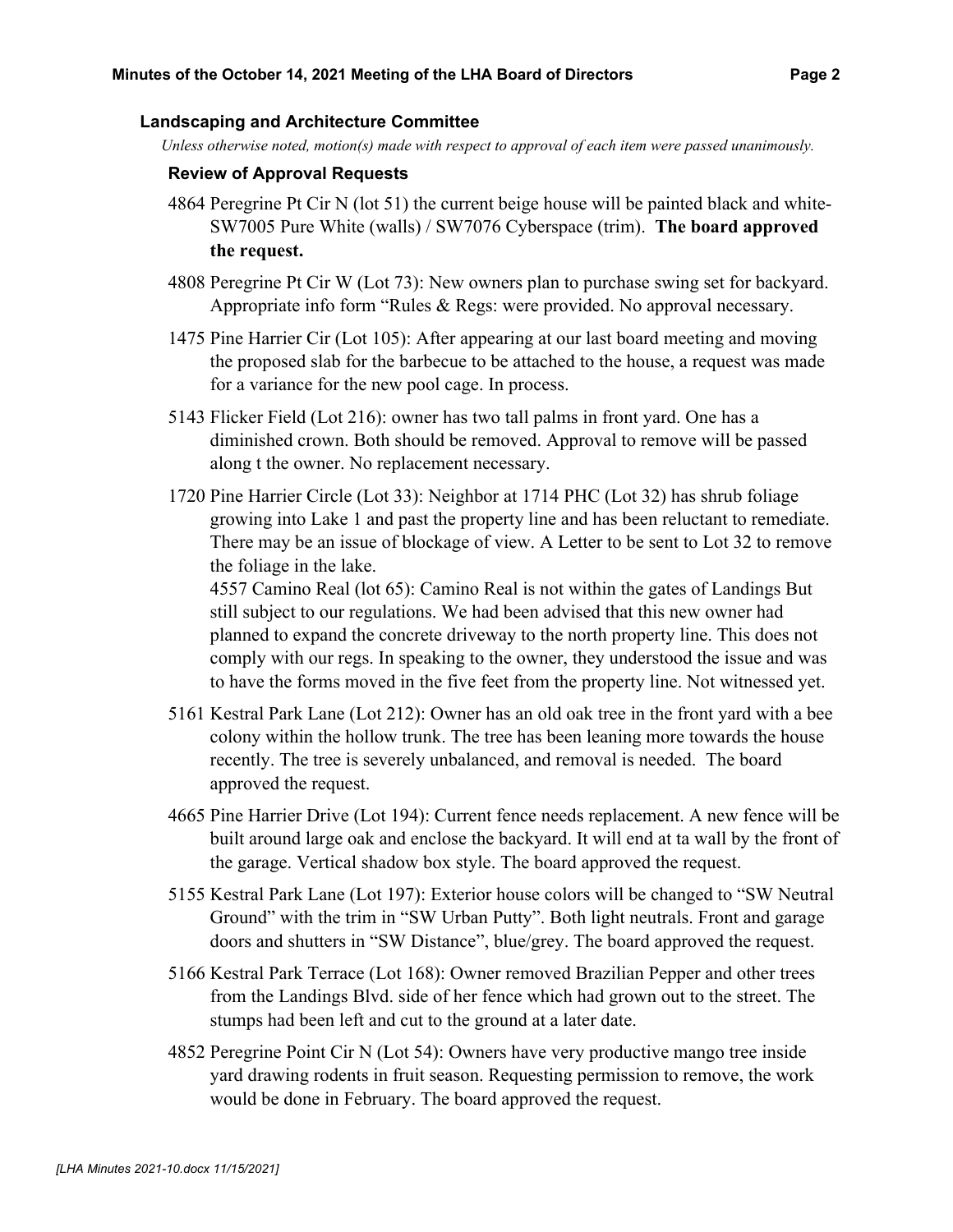### Landscaping and Architecture Committee

*Unless otherwise noted, motion(s) made with respect to approval of each item were passed unanimously.*

#### Review of Approval Requests

4864 Peregrine Pt Cir N (lot 51) the current beige house will be painted black and white- SW7005 Pure White (walls) / SW7076 Cyberspace (trim). **The board approved the request.**

4808 Peregrine Pt Cir W (Lot 73): New owners plan to purchase swing set for backyard. Appropriate info form "Rules & Regs: were provided. No approval necessary.

1475 Pine Harrier Cir (Lot 105): After appearing at our last board meeting and moving the proposed slab for the barbecue to be attached to the house, a request was made for a variance for the new pool cage. In process.

5143 Flicker Field (Lot 216): owner has two tall palms in front yard. One has a diminished crown. Both should be removed. Approval to remove will be passed along t the owner. No replacement necessary.

1720 Pine Harrier Circle (Lot 33): Neighbor at 1714 PHC (Lot 32) has shrub foliage growing into Lake 1 and past the property line and has been reluctant to remediate. There may be an issue of blockage of view. A Letter to be sent to Lot 32 to remove the foliage in the lake.

4557 Camino Real (lot 65): Camino Real is not within the gates of Landings But still subject to our regulations. We had been advised that this new owner had planned to expand the concrete driveway to the north property line. This does not comply with our regs. In speaking to the owner, they understood the issue and was to have the forms moved in the five feet from the property line. Not witnessed yet.

5161 Kestral Park Lane (Lot 212): Owner has an old oak tree in the front yard with a bee colony within the hollow trunk. The tree has been leaning more towards the house recently. The tree is severely unbalanced, and removal is needed. The board approved the request.

4665 Pine Harrier Drive (Lot 194): Current fence needs replacement. A new fence will be built around large oak and enclose the backyard. It will end at ta wall by the front of the garage. Vertical shadow box style. The board approved the request.

5155 Kestral Park Lane (Lot 197): Exterior house colors will be changed to "SW Neutral Ground" with the trim in "SW Urban Putty". Both light neutrals. Front and garage doors and shutters in "SW Distance", blue/grey. The board approved the request.

5166 Kestral Park Terrace (Lot 168): Owner removed Brazilian Pepper and other trees from the Landings Blvd. side of her fence which had grown out to the street. The stumps had been left and cut to the ground at a later date.

4852 Peregrine Point Cir N (Lot 54): Owners have very productive mango tree inside yard drawing rodents in fruit season. Requesting permission to remove, the work would be done in February. The board approved the request.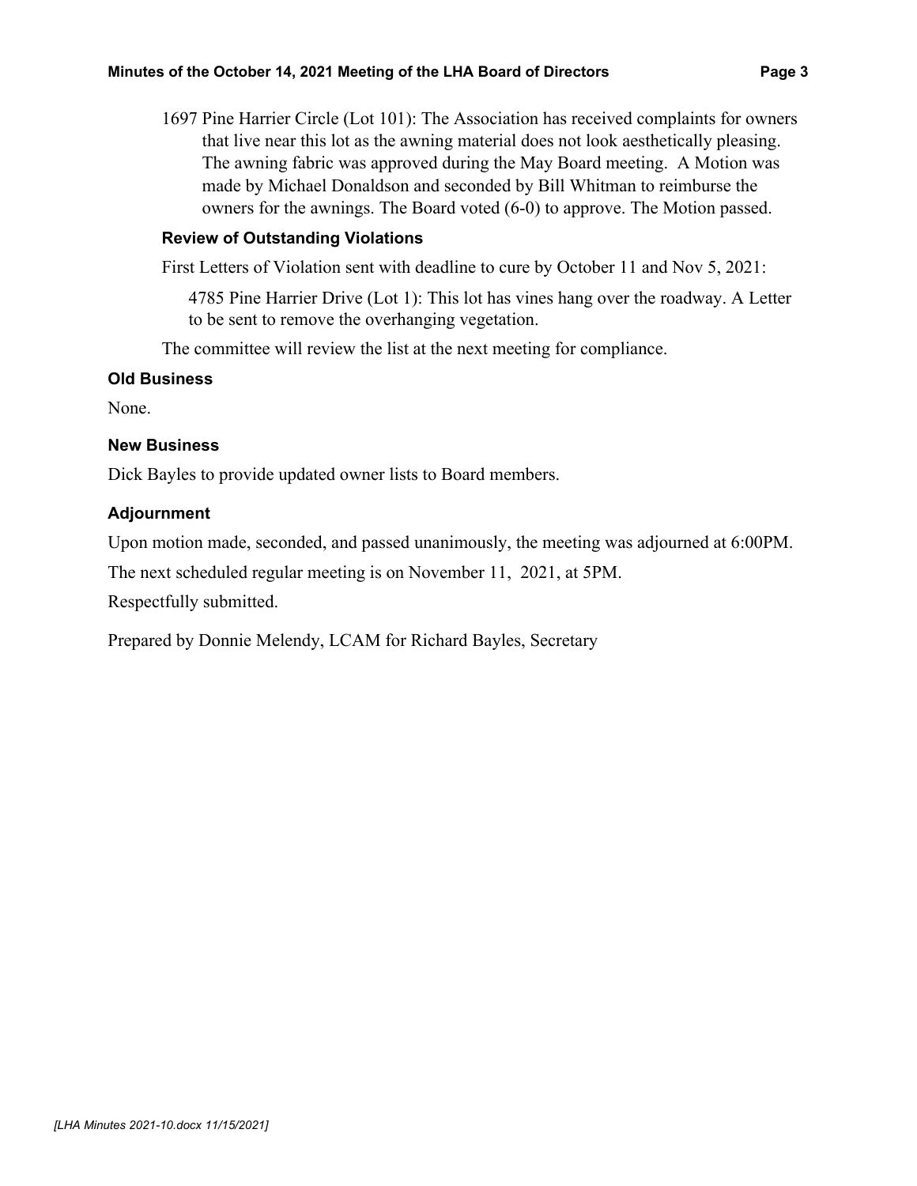1697 Pine Harrier Circle (Lot 101): The Association has received complaints for owners that live near this lot as the awning material does not look aesthetically pleasing. The awning fabric was approved during the May Board meeting. A Motion was made by Michael Donaldson and seconded by Bill Whitman to reimburse the owners for the awnings. The Board voted (6-0) to approve. The Motion passed.

### Review of Outstanding Violations

First Letters of Violation sent with deadline to cure by October 11 and Nov 5, 2021:

4785 Pine Harrier Drive (Lot 1): This lot has vines hang over the roadway. A Letter to be sent to remove the overhanging vegetation.

The committee will review the list at the next meeting for compliance.

## Old Business

None.

## New Business

Dick Bayles to provide updated owner lists to Board members.

## Adjournment

Upon motion made, seconded, and passed unanimously, the meeting was adjourned at 6:00PM.

The next scheduled regular meeting is on November 11, 2021, at 5PM.

Respectfully submitted.

Prepared by Donnie Melendy, LCAM for Richard Bayles, Secretary

*[LHA Minutes 2021-10.docx 11/15/2021]*